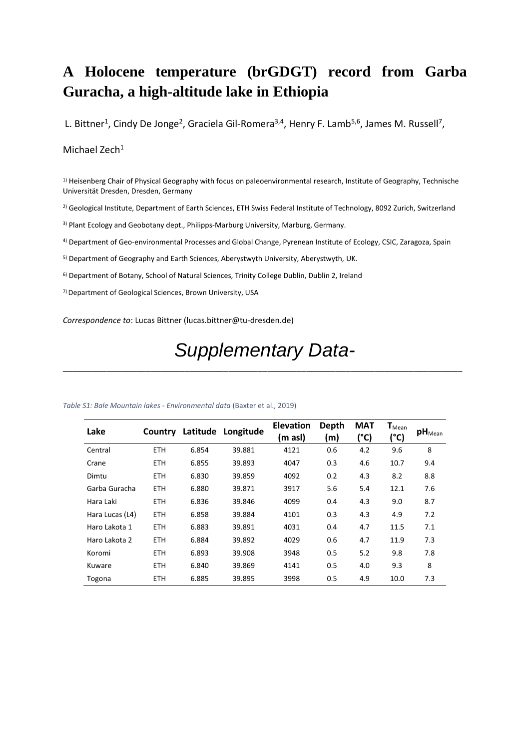# A Holocene temperature (brGDGT) record from Garba Guracha, a high-altitude lake in Ethiopia

L. Bittner[1], Cindy De Jonge[2], Graciela Gil-Romera[3,4], Henry F. Lamb[5,6], James M. Russell[7], Michael Zech[1]

[1] Heisenberg Chair of Physical Geography with focus on paleoenvironmental research, Institute of Geography, Technische Universität Dresden, Dresden, Germany

[2] Geological Institute, Department of Earth Sciences, ETH Swiss Federal Institute of Technology, 8092 Zurich, Switzerland

[3] Plant Ecology and Geobotany dept., Philipps-Marburg University, Marburg, Germany.

[4] Department of Geo-environmental Processes and Global Change, Pyrenean Institute of Ecology, CSIC, Zaragoza, Spain

[5] Department of Geography and Earth Sciences, Aberystwyth University, Aberystwyth, UK.

[6] Department of Botany, School of Natural Sciences, Trinity College Dublin, Dublin 2, Ireland

[7] Department of Geological Sciences, Brown University, USA

*Correspondence to*: Lucas Bittner (lucas.bittner@tu-dresden.de)

# *Supplementary Data-*

*Table S1: Bale Mountain lakes - Environmental data* (Baxter et al., 2019)

| Lake | Country | Latitude | Longitude | Elevation (m asl) | Depth (m) | MAT (°C) | $T_{Mean}$ (°C) | $pH_{Mean}$ |
|---|---|---|---|---|---|---|---|---|
| Central | ETH | 6.854 | 39.881 | 4121 | 0.6 | 4.2 | 9.6 | 8 |
| Crane | ETH | 6.855 | 39.893 | 4047 | 0.3 | 4.6 | 10.7 | 9.4 |
| Dimtu | ETH | 6.830 | 39.859 | 4092 | 0.2 | 4.3 | 8.2 | 8.8 |
| Garba Guracha | ETH | 6.880 | 39.871 | 3917 | 5.6 | 5.4 | 12.1 | 7.6 |
| Hara Laki | ETH | 6.836 | 39.846 | 4099 | 0.4 | 4.3 | 9.0 | 8.7 |
| Hara Lucas (L4) | ETH | 6.858 | 39.884 | 4101 | 0.3 | 4.3 | 4.9 | 7.2 |
| Haro Lakota 1 | ETH | 6.883 | 39.891 | 4031 | 0.4 | 4.7 | 11.5 | 7.1 |
| Haro Lakota 2 | ETH | 6.884 | 39.892 | 4029 | 0.6 | 4.7 | 11.9 | 7.3 |
| Koromi | ETH | 6.893 | 39.908 | 3948 | 0.5 | 5.2 | 9.8 | 7.8 |
| Kuware | ETH | 6.840 | 39.869 | 4141 | 0.5 | 4.0 | 9.3 | 8 |
| Togona | ETH | 6.885 | 39.895 | 3998 | 0.5 | 4.9 | 10.0 | 7.3 |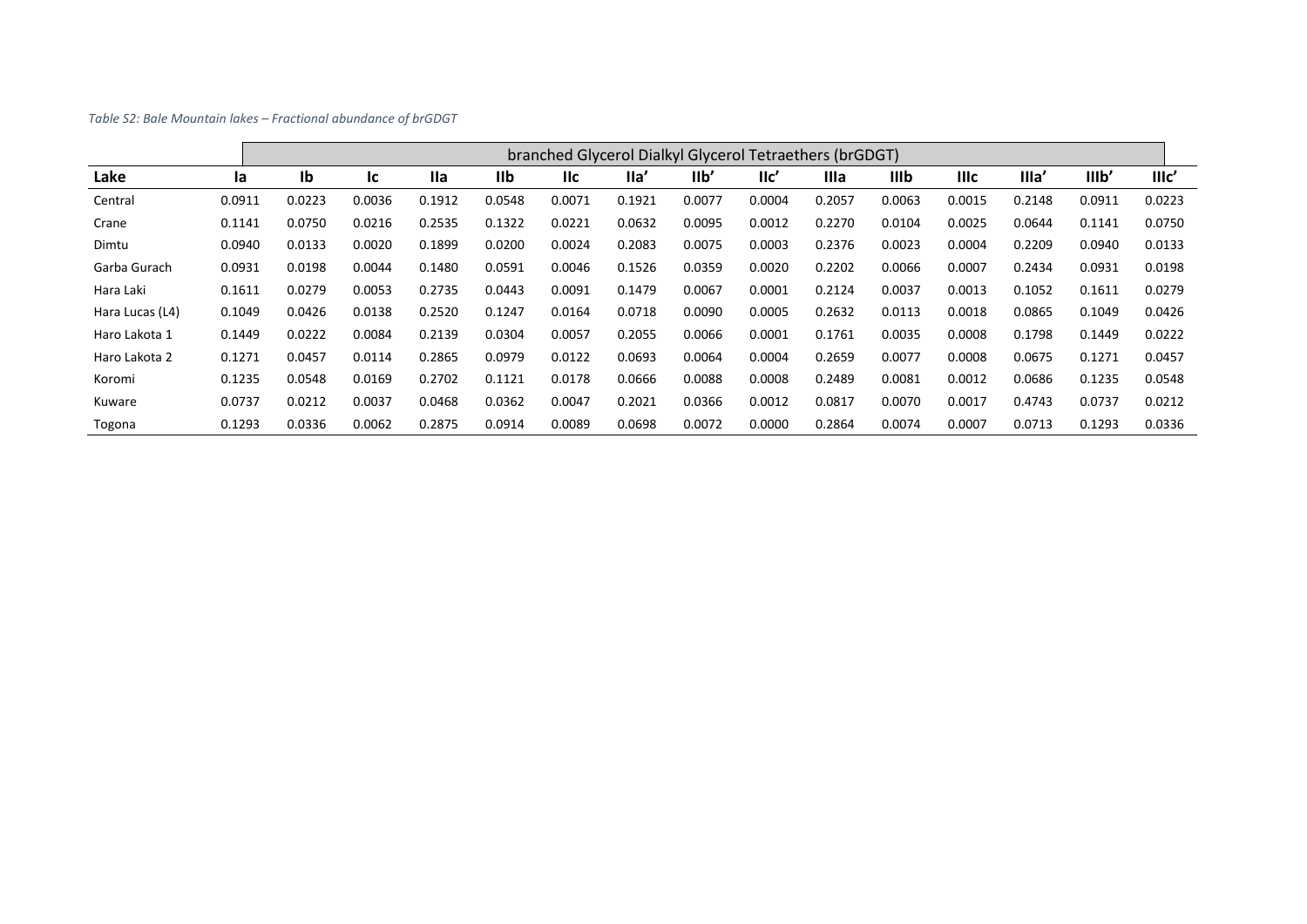*Table S2: Bale Mountain lakes – Fractional abundance of brGDGT*

| | branched Glycerol Dialkyl Glycerol Tetraethers (brGDGT) | | | | | | | | | | | | | | |
|---|---|---|---|---|---|---|---|---|---|---|---|---|---|---|---|
| **Lake** | **Ia** | **Ib** | **Ic** | **IIa** | **IIb** | **IIc** | **IIa'** | **IIb'** | **IIc'** | **IIIa** | **IIIb** | **IIIc** | **IIIa'** | **IIIb'** | **IIIc'** |
| Central | 0.0911 | 0.0223 | 0.0036 | 0.1912 | 0.0548 | 0.0071 | 0.1921 | 0.0077 | 0.0004 | 0.2057 | 0.0063 | 0.0015 | 0.2148 | 0.0911 | 0.0223 |
| Crane | 0.1141 | 0.0750 | 0.0216 | 0.2535 | 0.1322 | 0.0221 | 0.0632 | 0.0095 | 0.0012 | 0.2270 | 0.0104 | 0.0025 | 0.0644 | 0.1141 | 0.0750 |
| Dimtu | 0.0940 | 0.0133 | 0.0020 | 0.1899 | 0.0200 | 0.0024 | 0.2083 | 0.0075 | 0.0003 | 0.2376 | 0.0023 | 0.0004 | 0.2209 | 0.0940 | 0.0133 |
| Garba Gurach | 0.0931 | 0.0198 | 0.0044 | 0.1480 | 0.0591 | 0.0046 | 0.1526 | 0.0359 | 0.0020 | 0.2202 | 0.0066 | 0.0007 | 0.2434 | 0.0931 | 0.0198 |
| Hara Laki | 0.1611 | 0.0279 | 0.0053 | 0.2735 | 0.0443 | 0.0091 | 0.1479 | 0.0067 | 0.0001 | 0.2124 | 0.0037 | 0.0013 | 0.1052 | 0.1611 | 0.0279 |
| Hara Lucas (L4) | 0.1049 | 0.0426 | 0.0138 | 0.2520 | 0.1247 | 0.0164 | 0.0718 | 0.0090 | 0.0005 | 0.2632 | 0.0113 | 0.0018 | 0.0865 | 0.1049 | 0.0426 |
| Haro Lakota 1 | 0.1449 | 0.0222 | 0.0084 | 0.2139 | 0.0304 | 0.0057 | 0.2055 | 0.0066 | 0.0001 | 0.1761 | 0.0035 | 0.0008 | 0.1798 | 0.1449 | 0.0222 |
| Haro Lakota 2 | 0.1271 | 0.0457 | 0.0114 | 0.2865 | 0.0979 | 0.0122 | 0.0693 | 0.0064 | 0.0004 | 0.2659 | 0.0077 | 0.0008 | 0.0675 | 0.1271 | 0.0457 |
| Koromi | 0.1235 | 0.0548 | 0.0169 | 0.2702 | 0.1121 | 0.0178 | 0.0666 | 0.0088 | 0.0008 | 0.2489 | 0.0081 | 0.0012 | 0.0686 | 0.1235 | 0.0548 |
| Kuware | 0.0737 | 0.0212 | 0.0037 | 0.0468 | 0.0362 | 0.0047 | 0.2021 | 0.0366 | 0.0012 | 0.0817 | 0.0070 | 0.0017 | 0.4743 | 0.0737 | 0.0212 |
| Togona | 0.1293 | 0.0336 | 0.0062 | 0.2875 | 0.0914 | 0.0089 | 0.0698 | 0.0072 | 0.0000 | 0.2864 | 0.0074 | 0.0007 | 0.0713 | 0.1293 | 0.0336 |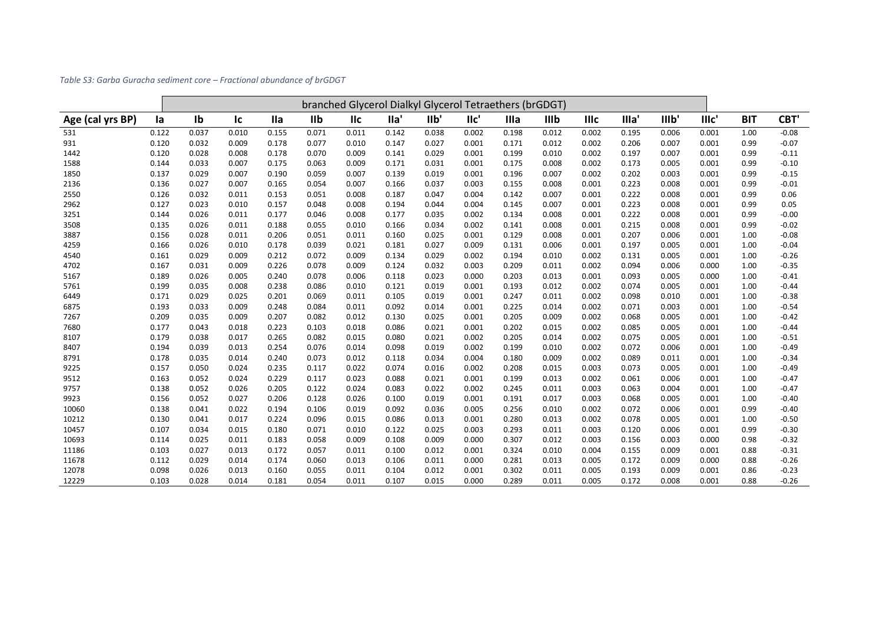*Table S3: Garba Guracha sediment core – Fractional abundance of brGDGT*

| | branched Glycerol Dialkyl Glycerol Tetraethers (brGDGT) | | | | | | | | | | | | | | | | |
|---|---|---|---|---|---|---|---|---|---|---|---|---|---|---|---|---|---|
| **Age (cal yrs BP)** | **Ia** | **Ib** | **Ic** | **IIa** | **IIb** | **IIc** | **IIa'** | **IIb'** | **IIc'** | **IIIa** | **IIIb** | **IIIc** | **IIIa'** | **IIIb'** | **IIIc'** | **BIT** | **CBT'** |
| 531 | 0.122 | 0.037 | 0.010 | 0.155 | 0.071 | 0.011 | 0.142 | 0.038 | 0.002 | 0.198 | 0.012 | 0.002 | 0.195 | 0.006 | 0.001 | 1.00 | -0.08 |
| 931 | 0.120 | 0.032 | 0.009 | 0.178 | 0.077 | 0.010 | 0.147 | 0.027 | 0.001 | 0.171 | 0.012 | 0.002 | 0.206 | 0.007 | 0.001 | 0.99 | -0.07 |
| 1442 | 0.120 | 0.028 | 0.008 | 0.178 | 0.070 | 0.009 | 0.141 | 0.029 | 0.001 | 0.199 | 0.010 | 0.002 | 0.197 | 0.007 | 0.001 | 0.99 | -0.11 |
| 1588 | 0.144 | 0.033 | 0.007 | 0.175 | 0.063 | 0.009 | 0.171 | 0.031 | 0.001 | 0.175 | 0.008 | 0.002 | 0.173 | 0.005 | 0.001 | 0.99 | -0.10 |
| 1850 | 0.137 | 0.029 | 0.007 | 0.190 | 0.059 | 0.007 | 0.139 | 0.019 | 0.001 | 0.196 | 0.007 | 0.002 | 0.202 | 0.003 | 0.001 | 0.99 | -0.15 |
| 2136 | 0.136 | 0.027 | 0.007 | 0.165 | 0.054 | 0.007 | 0.166 | 0.037 | 0.003 | 0.155 | 0.008 | 0.001 | 0.223 | 0.008 | 0.001 | 0.99 | -0.01 |
| 2550 | 0.126 | 0.032 | 0.011 | 0.153 | 0.051 | 0.008 | 0.187 | 0.047 | 0.004 | 0.142 | 0.007 | 0.001 | 0.222 | 0.008 | 0.001 | 0.99 | 0.06 |
| 2962 | 0.127 | 0.023 | 0.010 | 0.157 | 0.048 | 0.008 | 0.194 | 0.044 | 0.004 | 0.145 | 0.007 | 0.001 | 0.223 | 0.008 | 0.001 | 0.99 | 0.05 |
| 3251 | 0.144 | 0.026 | 0.011 | 0.177 | 0.046 | 0.008 | 0.177 | 0.035 | 0.002 | 0.134 | 0.008 | 0.001 | 0.222 | 0.008 | 0.001 | 0.99 | -0.00 |
| 3508 | 0.135 | 0.026 | 0.011 | 0.188 | 0.055 | 0.010 | 0.166 | 0.034 | 0.002 | 0.141 | 0.008 | 0.001 | 0.215 | 0.008 | 0.001 | 0.99 | -0.02 |
| 3887 | 0.156 | 0.028 | 0.011 | 0.206 | 0.051 | 0.011 | 0.160 | 0.025 | 0.001 | 0.129 | 0.008 | 0.001 | 0.207 | 0.006 | 0.001 | 1.00 | -0.08 |
| 4259 | 0.166 | 0.026 | 0.010 | 0.178 | 0.039 | 0.021 | 0.181 | 0.027 | 0.009 | 0.131 | 0.006 | 0.001 | 0.197 | 0.005 | 0.001 | 1.00 | -0.04 |
| 4540 | 0.161 | 0.029 | 0.009 | 0.212 | 0.072 | 0.009 | 0.134 | 0.029 | 0.002 | 0.194 | 0.010 | 0.002 | 0.131 | 0.005 | 0.001 | 1.00 | -0.26 |
| 4702 | 0.167 | 0.031 | 0.009 | 0.226 | 0.078 | 0.009 | 0.124 | 0.032 | 0.003 | 0.209 | 0.011 | 0.002 | 0.094 | 0.006 | 0.000 | 1.00 | -0.35 |
| 5167 | 0.189 | 0.026 | 0.005 | 0.240 | 0.078 | 0.006 | 0.118 | 0.023 | 0.000 | 0.203 | 0.013 | 0.001 | 0.093 | 0.005 | 0.000 | 1.00 | -0.41 |
| 5761 | 0.199 | 0.035 | 0.008 | 0.238 | 0.086 | 0.010 | 0.121 | 0.019 | 0.001 | 0.193 | 0.012 | 0.002 | 0.074 | 0.005 | 0.001 | 1.00 | -0.44 |
| 6449 | 0.171 | 0.029 | 0.025 | 0.201 | 0.069 | 0.011 | 0.105 | 0.019 | 0.001 | 0.247 | 0.011 | 0.002 | 0.098 | 0.010 | 0.001 | 1.00 | -0.38 |
| 6875 | 0.193 | 0.033 | 0.009 | 0.248 | 0.084 | 0.011 | 0.092 | 0.014 | 0.001 | 0.225 | 0.014 | 0.002 | 0.071 | 0.003 | 0.001 | 1.00 | -0.54 |
| 7267 | 0.209 | 0.035 | 0.009 | 0.207 | 0.082 | 0.012 | 0.130 | 0.025 | 0.001 | 0.205 | 0.009 | 0.002 | 0.068 | 0.005 | 0.001 | 1.00 | -0.42 |
| 7680 | 0.177 | 0.043 | 0.018 | 0.223 | 0.103 | 0.018 | 0.086 | 0.021 | 0.001 | 0.202 | 0.015 | 0.002 | 0.085 | 0.005 | 0.001 | 1.00 | -0.44 |
| 8107 | 0.179 | 0.038 | 0.017 | 0.265 | 0.082 | 0.015 | 0.080 | 0.021 | 0.002 | 0.205 | 0.014 | 0.002 | 0.075 | 0.005 | 0.001 | 1.00 | -0.51 |
| 8407 | 0.194 | 0.039 | 0.013 | 0.254 | 0.076 | 0.014 | 0.098 | 0.019 | 0.002 | 0.199 | 0.010 | 0.002 | 0.072 | 0.006 | 0.001 | 1.00 | -0.49 |
| 8791 | 0.178 | 0.035 | 0.014 | 0.240 | 0.073 | 0.012 | 0.118 | 0.034 | 0.004 | 0.180 | 0.009 | 0.002 | 0.089 | 0.011 | 0.001 | 1.00 | -0.34 |
| 9225 | 0.157 | 0.050 | 0.024 | 0.235 | 0.117 | 0.022 | 0.074 | 0.016 | 0.002 | 0.208 | 0.015 | 0.003 | 0.073 | 0.005 | 0.001 | 1.00 | -0.49 |
| 9512 | 0.163 | 0.052 | 0.024 | 0.229 | 0.117 | 0.023 | 0.088 | 0.021 | 0.001 | 0.199 | 0.013 | 0.002 | 0.061 | 0.006 | 0.001 | 1.00 | -0.47 |
| 9757 | 0.138 | 0.052 | 0.026 | 0.205 | 0.122 | 0.024 | 0.083 | 0.022 | 0.002 | 0.245 | 0.011 | 0.003 | 0.063 | 0.004 | 0.001 | 1.00 | -0.47 |
| 9923 | 0.156 | 0.052 | 0.027 | 0.206 | 0.128 | 0.026 | 0.100 | 0.019 | 0.001 | 0.191 | 0.017 | 0.003 | 0.068 | 0.005 | 0.001 | 1.00 | -0.40 |
| 10060 | 0.138 | 0.041 | 0.022 | 0.194 | 0.106 | 0.019 | 0.092 | 0.036 | 0.005 | 0.256 | 0.010 | 0.002 | 0.072 | 0.006 | 0.001 | 0.99 | -0.40 |
| 10212 | 0.130 | 0.041 | 0.017 | 0.224 | 0.096 | 0.015 | 0.086 | 0.013 | 0.001 | 0.280 | 0.013 | 0.002 | 0.078 | 0.005 | 0.001 | 1.00 | -0.50 |
| 10457 | 0.107 | 0.034 | 0.015 | 0.180 | 0.071 | 0.010 | 0.122 | 0.025 | 0.003 | 0.293 | 0.011 | 0.003 | 0.120 | 0.006 | 0.001 | 0.99 | -0.30 |
| 10693 | 0.114 | 0.025 | 0.011 | 0.183 | 0.058 | 0.009 | 0.108 | 0.009 | 0.000 | 0.307 | 0.012 | 0.003 | 0.156 | 0.003 | 0.000 | 0.98 | -0.32 |
| 11186 | 0.103 | 0.027 | 0.013 | 0.172 | 0.057 | 0.011 | 0.100 | 0.012 | 0.001 | 0.324 | 0.010 | 0.004 | 0.155 | 0.009 | 0.001 | 0.88 | -0.31 |
| 11678 | 0.112 | 0.029 | 0.014 | 0.174 | 0.060 | 0.013 | 0.106 | 0.011 | 0.000 | 0.281 | 0.013 | 0.005 | 0.172 | 0.009 | 0.000 | 0.88 | -0.26 |
| 12078 | 0.098 | 0.026 | 0.013 | 0.160 | 0.055 | 0.011 | 0.104 | 0.012 | 0.001 | 0.302 | 0.011 | 0.005 | 0.193 | 0.009 | 0.001 | 0.86 | -0.23 |
| 12229 | 0.103 | 0.028 | 0.014 | 0.181 | 0.054 | 0.011 | 0.107 | 0.015 | 0.000 | 0.289 | 0.011 | 0.005 | 0.172 | 0.008 | 0.001 | 0.88 | -0.26 |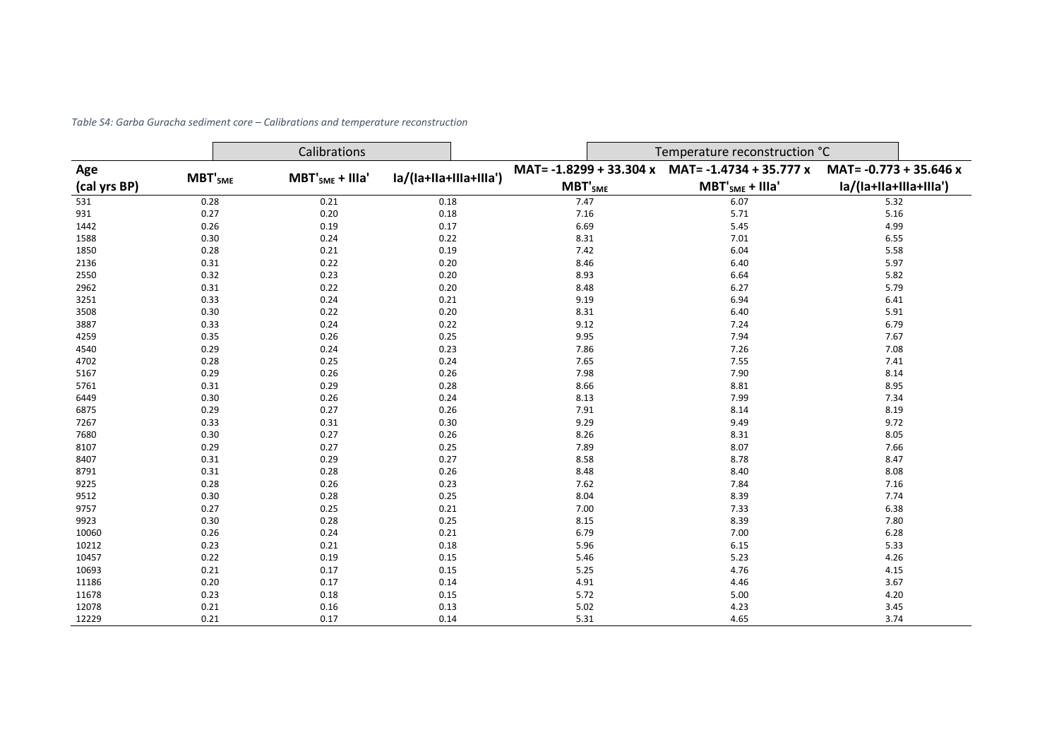*Table S4: Garba Guracha sediment core – Calibrations and temperature reconstruction*

| | Calibrations | | | Temperature reconstruction °C | | |
|---|---|---|---|---|---|---|
| Age (cal yrs BP) | $MBT'_{5ME}$ | $MBT'_{5ME}$ + IIIa' | Ia/(Ia+IIa+IIIa+IIIa') | MAT= -1.8299 + 33.304 x $MBT'_{5ME}$ | MAT= -1.4734 + 35.777 x $MBT'_{5ME}$ + IIIa' | MAT= -0.773 + 35.646 x Ia/(Ia+IIa+IIIa+IIIa') |
| 531 | 0.28 | 0.21 | 0.18 | 7.47 | 6.07 | 5.32 |
| 931 | 0.27 | 0.20 | 0.18 | 7.16 | 5.71 | 5.16 |
| 1442 | 0.26 | 0.19 | 0.17 | 6.69 | 5.45 | 4.99 |
| 1588 | 0.30 | 0.24 | 0.22 | 8.31 | 7.01 | 6.55 |
| 1850 | 0.28 | 0.21 | 0.19 | 7.42 | 6.04 | 5.58 |
| 2136 | 0.31 | 0.22 | 0.20 | 8.46 | 6.40 | 5.97 |
| 2550 | 0.32 | 0.23 | 0.20 | 8.93 | 6.64 | 5.82 |
| 2962 | 0.31 | 0.22 | 0.20 | 8.48 | 6.27 | 5.79 |
| 3251 | 0.33 | 0.24 | 0.21 | 9.19 | 6.94 | 6.41 |
| 3508 | 0.30 | 0.22 | 0.20 | 8.31 | 6.40 | 5.91 |
| 3887 | 0.33 | 0.24 | 0.22 | 9.12 | 7.24 | 6.79 |
| 4259 | 0.35 | 0.26 | 0.25 | 9.95 | 7.94 | 7.67 |
| 4540 | 0.29 | 0.24 | 0.23 | 7.86 | 7.26 | 7.08 |
| 4702 | 0.28 | 0.25 | 0.24 | 7.65 | 7.55 | 7.41 |
| 5167 | 0.29 | 0.26 | 0.26 | 7.98 | 7.90 | 8.14 |
| 5761 | 0.31 | 0.29 | 0.28 | 8.66 | 8.81 | 8.95 |
| 6449 | 0.30 | 0.26 | 0.24 | 8.13 | 7.99 | 7.34 |
| 6875 | 0.29 | 0.27 | 0.26 | 7.91 | 8.14 | 8.19 |
| 7267 | 0.33 | 0.31 | 0.30 | 9.29 | 9.49 | 9.72 |
| 7680 | 0.30 | 0.27 | 0.26 | 8.26 | 8.31 | 8.05 |
| 8107 | 0.29 | 0.27 | 0.25 | 7.89 | 8.07 | 7.66 |
| 8407 | 0.31 | 0.29 | 0.27 | 8.58 | 8.78 | 8.47 |
| 8791 | 0.31 | 0.28 | 0.26 | 8.48 | 8.40 | 8.08 |
| 9225 | 0.28 | 0.26 | 0.23 | 7.62 | 7.84 | 7.16 |
| 9512 | 0.30 | 0.28 | 0.25 | 8.04 | 8.39 | 7.74 |
| 9757 | 0.27 | 0.25 | 0.21 | 7.00 | 7.33 | 6.38 |
| 9923 | 0.30 | 0.28 | 0.25 | 8.15 | 8.39 | 7.80 |
| 10060 | 0.26 | 0.24 | 0.21 | 6.79 | 7.00 | 6.28 |
| 10212 | 0.23 | 0.21 | 0.18 | 5.96 | 6.15 | 5.33 |
| 10457 | 0.22 | 0.19 | 0.15 | 5.46 | 5.23 | 4.26 |
| 10693 | 0.21 | 0.17 | 0.15 | 5.25 | 4.76 | 4.15 |
| 11186 | 0.20 | 0.17 | 0.14 | 4.91 | 4.46 | 3.67 |
| 11678 | 0.23 | 0.18 | 0.15 | 5.72 | 5.00 | 4.20 |
| 12078 | 0.21 | 0.16 | 0.13 | 5.02 | 4.23 | 3.45 |
| 12229 | 0.21 | 0.17 | 0.14 | 5.31 | 4.65 | 3.74 |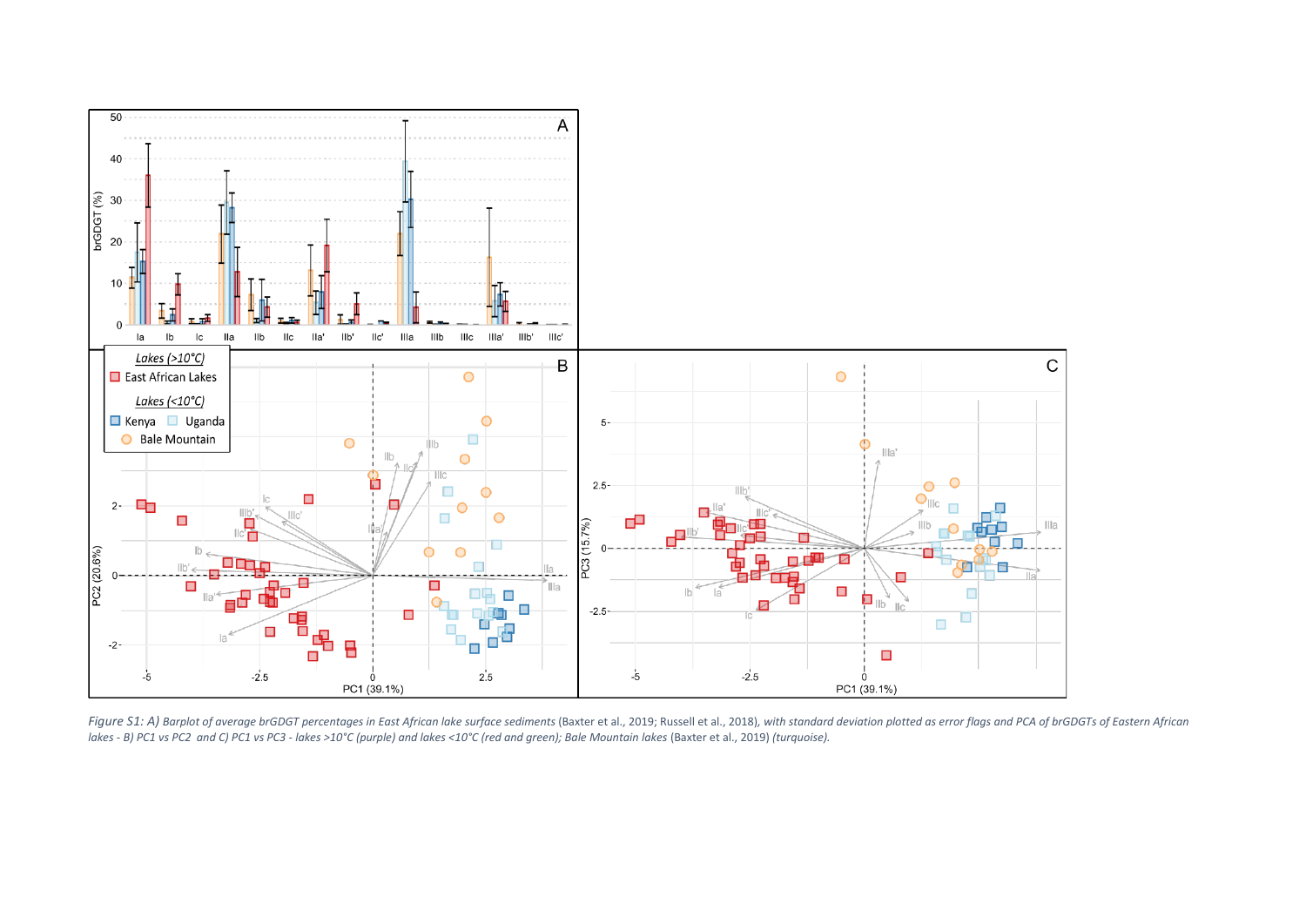*Figure S1: A) Barplot of average brGDGT percentages in East African lake surface sediments* (Baxter et al., 2019; Russell et al., 2018)*, with standard deviation plotted as error flags and PCA of brGDGTs of Eastern African lakes - B) PC1 vs PC2 and C) PC1 vs PC3 - lakes >10°C (purple) and lakes <10°C (red and green); Bale Mountain lakes* (Baxter et al., 2019) *(turquoise).*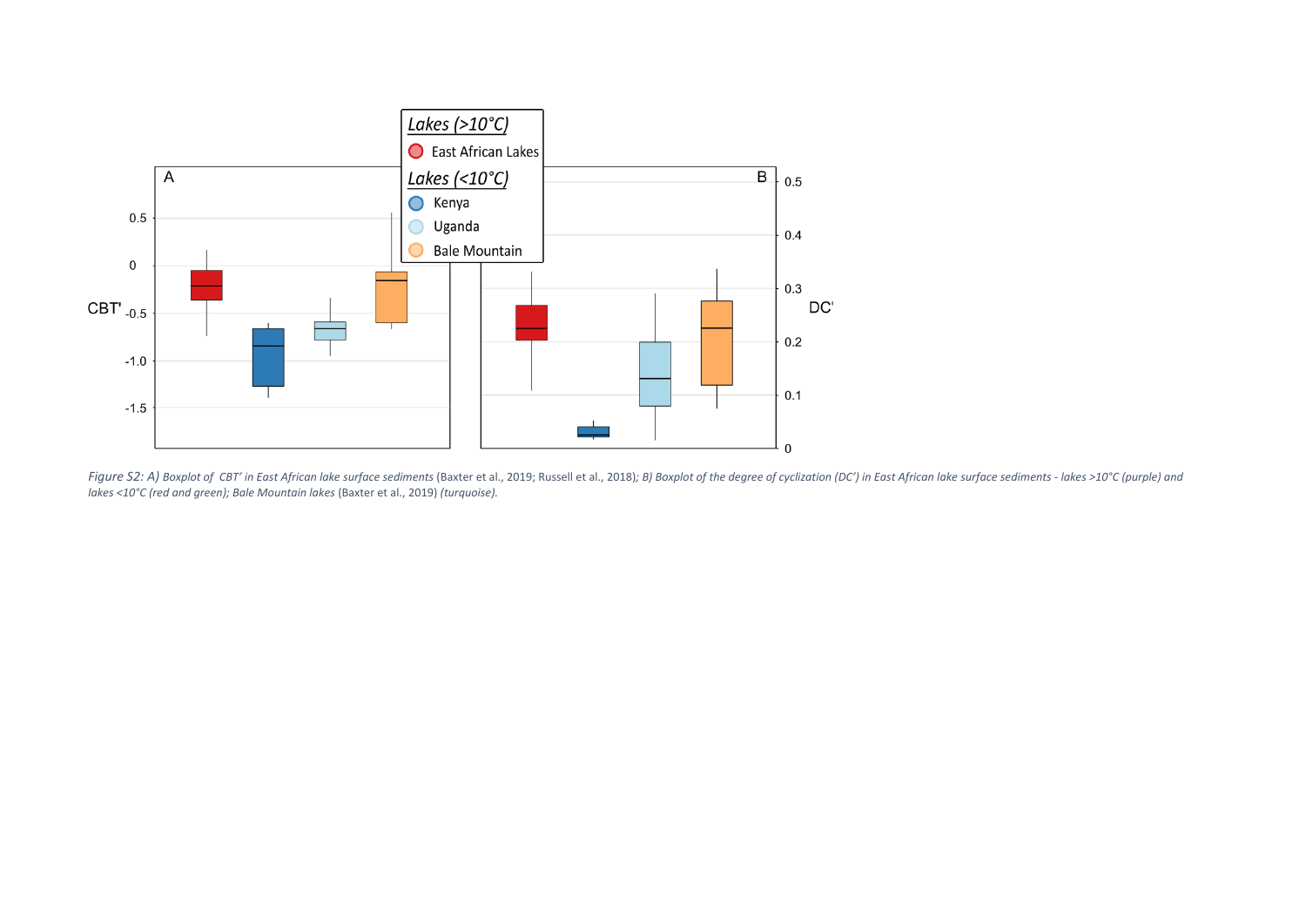Lakes (>10°C)
East African Lakes
Lakes (<10°C)
Kenya
Uganda
Bale Mountain

A

CBT'

0.5
0
-0.5
-1.0
-1.5

B

DC'

0.5
0.4
0.3
0.2
0.1
0

*Figure S2: A) Boxplot of CBT' in East African lake surface sediments* (Baxter et al., 2019; Russell et al., 2018)*; B) Boxplot of the degree of cyclization (DC') in East African lake surface sediments - lakes >10°C (purple) and lakes <10°C (red and green); Bale Mountain lakes* (Baxter et al., 2019) *(turquoise).*